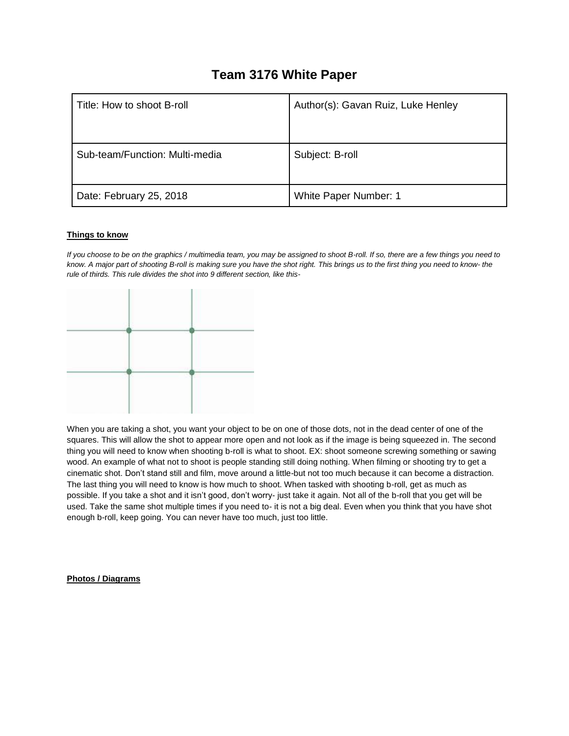# Team 3176 White Paper

| Title: How to shoot B-roll | Author(s): Gavan Ruiz, Luke Henley |
|---|---|
| Sub-team/Function: Multi-media | Subject: B-roll |
| Date: February 25, 2018 | White Paper Number: 1 |

**Things to know**

*If you choose to be on the graphics / multimedia team, you may be assigned to shoot B-roll. If so, there are a few things you need to know. A major part of shooting B-roll is making sure you have the shot right. This brings us to the first thing you need to know- the rule of thirds. This rule divides the shot into 9 different section, like this-*

When you are taking a shot, you want your object to be on one of those dots, not in the dead center of one of the squares. This will allow the shot to appear more open and not look as if the image is being squeezed in. The second thing you will need to know when shooting b-roll is what to shoot. EX: shoot someone screwing something or sawing wood. An example of what not to shoot is people standing still doing nothing. When filming or shooting try to get a cinematic shot. Don't stand still and film, move around a little-but not too much because it can become a distraction. The last thing you will need to know is how much to shoot. When tasked with shooting b-roll, get as much as possible. If you take a shot and it isn't good, don't worry- just take it again. Not all of the b-roll that you get will be used. Take the same shot multiple times if you need to- it is not a big deal. Even when you think that you have shot enough b-roll, keep going. You can never have too much, just too little.

**Photos / Diagrams**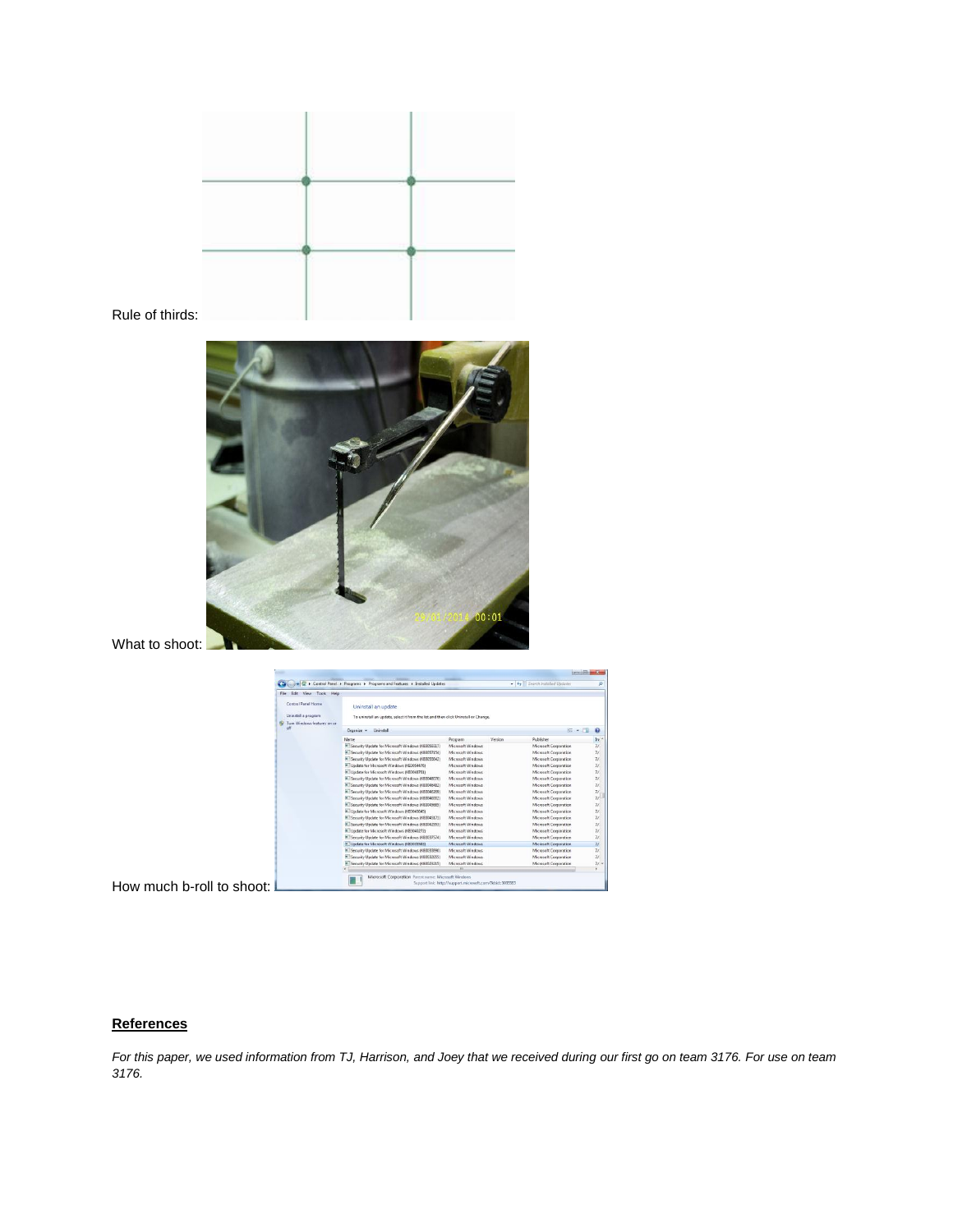Rule of thirds:

What to shoot:

How much b-roll to shoot:

## References

*For this paper, we used information from TJ, Harrison, and Joey that we received during our first go on team 3176. For use on team 3176.*